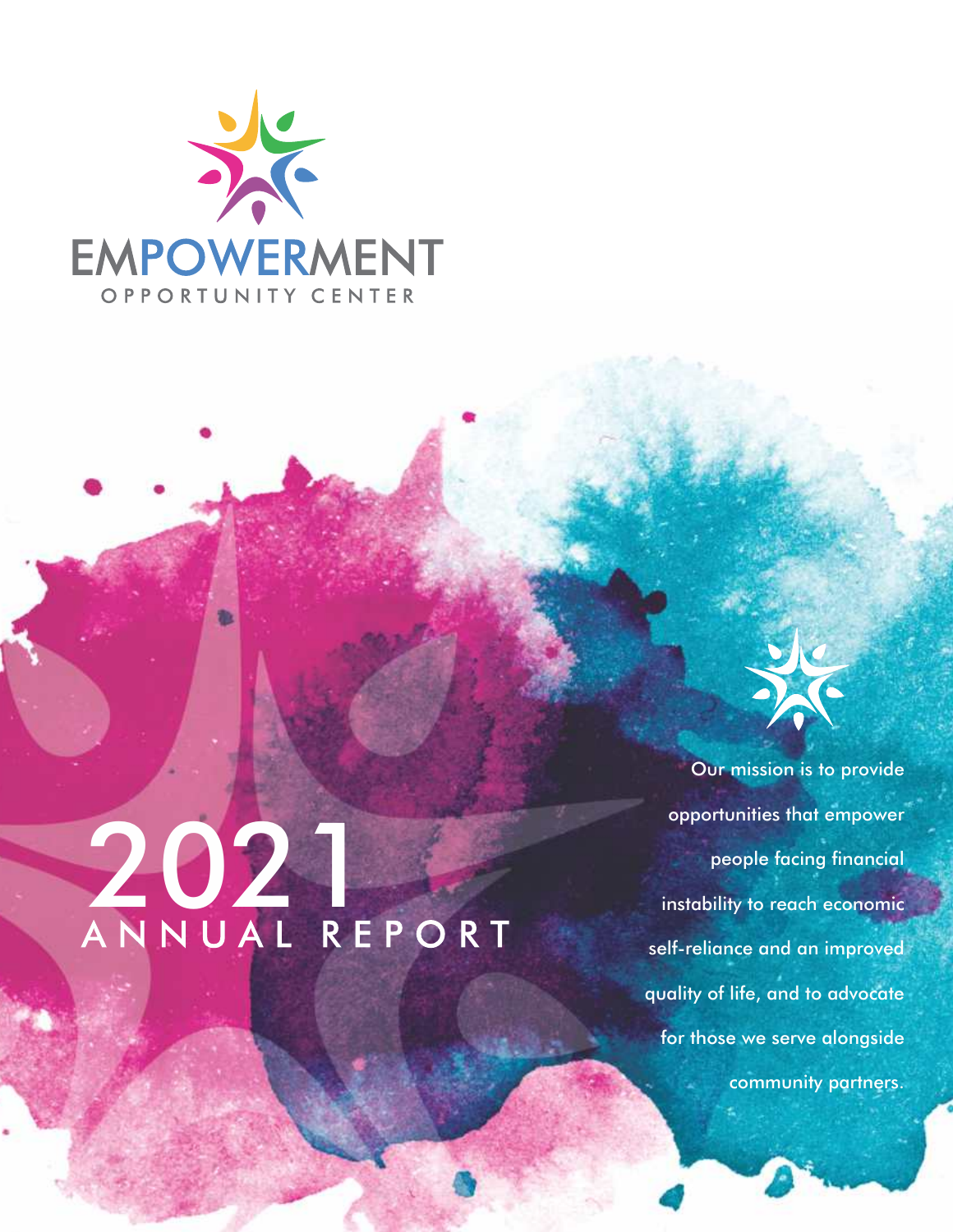# EMPOWERMENT

OPPORTUNITY CENTER

# 2021 ANNUAL REPORT

Our mission is to provide opportunities that empower people facing financial instability to reach economic self-reliance and an improved quality of life, and to advocate for those we serve alongside community partners.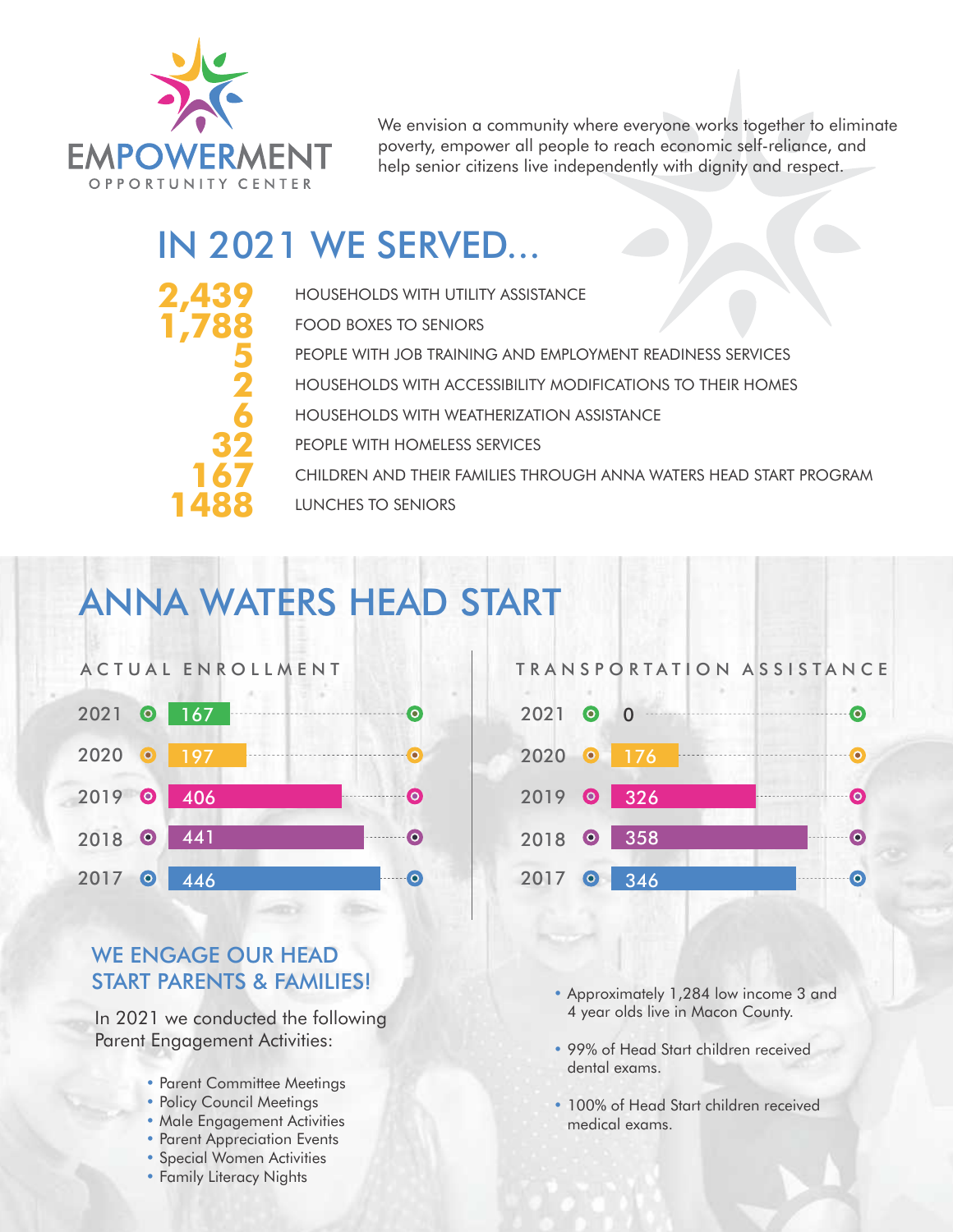EMPOWERMENT OPPORTUNITY CENTER

We envision a community where everyone works together to eliminate poverty, empower all people to reach economic self-reliance, and help senior citizens live independently with dignity and respect.

# IN 2021 WE SERVED...

| | |
|---|---|
| **2,439** | HOUSEHOLDS WITH UTILITY ASSISTANCE |
| **1,788** | FOOD BOXES TO SENIORS |
| **5** | PEOPLE WITH JOB TRAINING AND EMPLOYMENT READINESS SERVICES |
| **2** | HOUSEHOLDS WITH ACCESSIBILITY MODIFICATIONS TO THEIR HOMES |
| **6** | HOUSEHOLDS WITH WEATHERIZATION ASSISTANCE |
| **32** | PEOPLE WITH HOMELESS SERVICES |
| **167** | CHILDREN AND THEIR FAMILIES THROUGH ANNA WATERS HEAD START PROGRAM |
| **1488** | LUNCHES TO SENIORS |

# ANNA WATERS HEAD START

## ACTUAL ENROLLMENT

| Year | Enrollment |
|---|---|
| 2021 | 167 |
| 2020 | 197 |
| 2019 | 406 |
| 2018 | 441 |
| 2017 | 446 |

## TRANSPORTATION ASSISTANCE

| Year | Transportation Assistance |
|---|---|
| 2021 | 0 |
| 2020 | 176 |
| 2019 | 326 |
| 2018 | 358 |
| 2017 | 346 |

## WE ENGAGE OUR HEAD START PARENTS & FAMILIES!

In 2021 we conducted the following Parent Engagement Activities:

- Parent Committee Meetings
- Policy Council Meetings
- Male Engagement Activities
- Parent Appreciation Events
- Special Women Activities
- Family Literacy Nights

- Approximately 1,284 low income 3 and 4 year olds live in Macon County.
- 99% of Head Start children received dental exams.
- 100% of Head Start children received medical exams.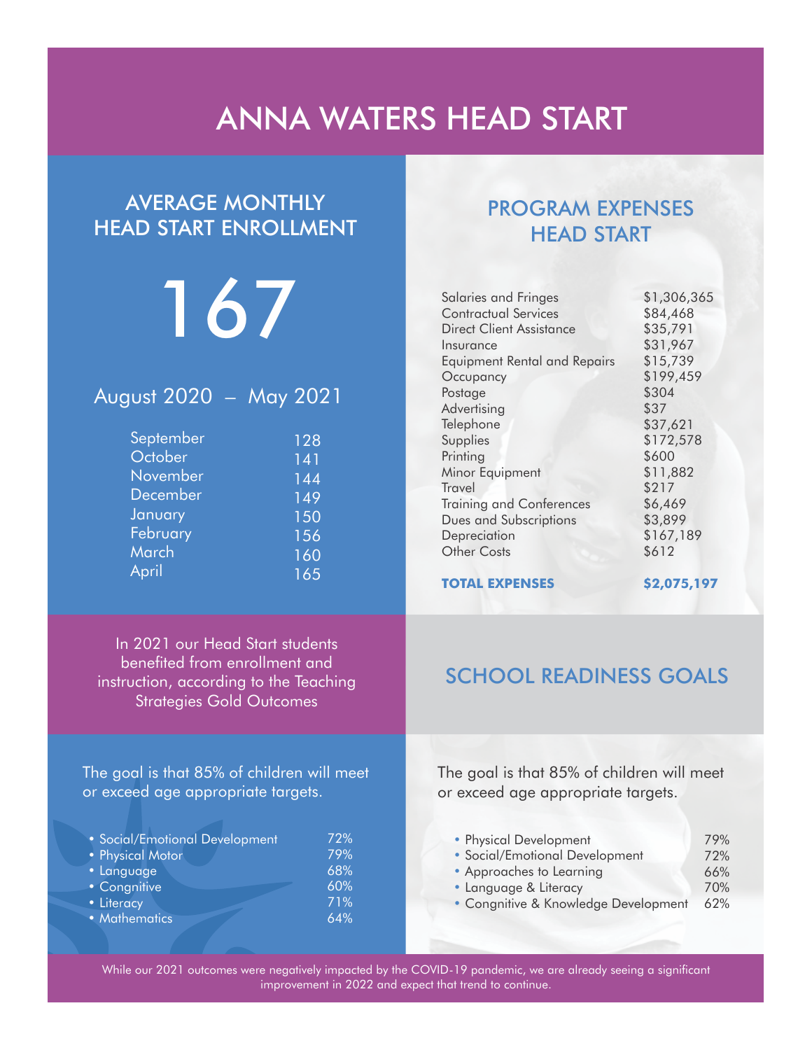# ANNA WATERS HEAD START

## AVERAGE MONTHLY HEAD START ENROLLMENT

# 167

### August 2020 – May 2021

| Month | Enrollment |
|---|---|
| September | 128 |
| October | 141 |
| November | 144 |
| December | 149 |
| January | 150 |
| February | 156 |
| March | 160 |
| April | 165 |

## PROGRAM EXPENSES HEAD START

| Expense | Amount |
|---|---|
| Salaries and Fringes | $1,306,365 |
| Contractual Services | $84,468 |
| Direct Client Assistance | $35,791 |
| Insurance | $31,967 |
| Equipment Rental and Repairs | $15,739 |
| Occupancy | $199,459 |
| Postage | $304 |
| Advertising | $37 |
| Telephone | $37,621 |
| Supplies | $172,578 |
| Printing | $600 |
| Minor Equipment | $11,882 |
| Travel | $217 |
| Training and Conferences | $6,469 |
| Dues and Subscriptions | $3,899 |
| Depreciation | $167,189 |
| Other Costs | $612 |
| **TOTAL EXPENSES** | **$2,075,197** |

In 2021 our Head Start students benefited from enrollment and instruction, according to the Teaching Strategies Gold Outcomes

The goal is that 85% of children will meet or exceed age appropriate targets.

- Social/Emotional Development 72%
- Physical Motor 79%
- Language 68%
- Congnitive 60%
- Literacy 71%
- Mathematics 64%

## SCHOOL READINESS GOALS

The goal is that 85% of children will meet or exceed age appropriate targets.

- Physical Development 79%
- Social/Emotional Development 72%
- Approaches to Learning 66%
- Language & Literacy 70%
- Congnitive & Knowledge Development 62%

While our 2021 outcomes were negatively impacted by the COVID-19 pandemic, we are already seeing a significant improvement in 2022 and expect that trend to continue.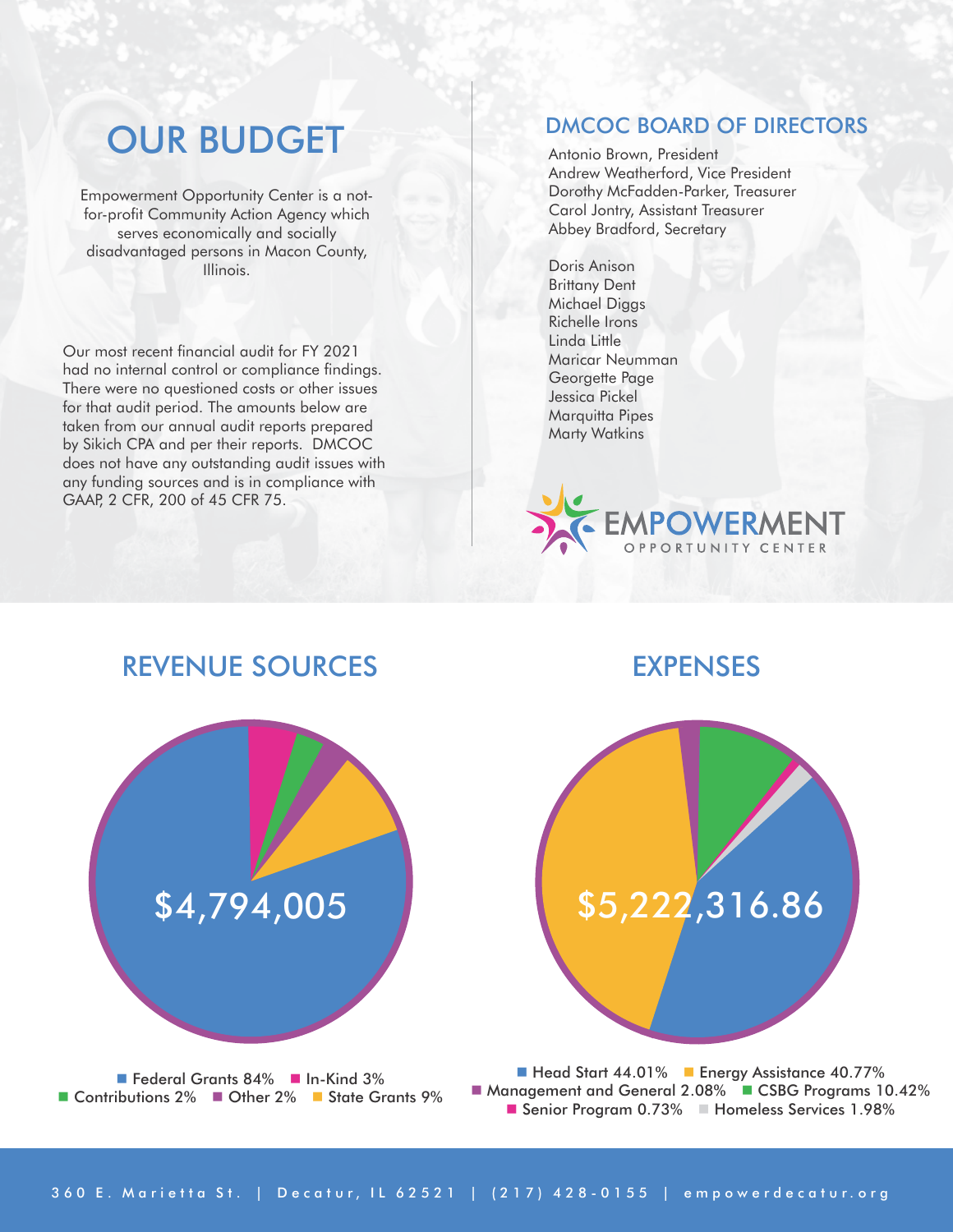# OUR BUDGET

Empowerment Opportunity Center is a not-for-profit Community Action Agency which serves economically and socially disadvantaged persons in Macon County, Illinois.

Our most recent financial audit for FY 2021 had no internal control or compliance findings. There were no questioned costs or other issues for that audit period. The amounts below are taken from our annual audit reports prepared by Sikich CPA and per their reports. DMCOC does not have any outstanding audit issues with any funding sources and is in compliance with GAAP, 2 CFR, 200 of 45 CFR 75.

## DMCOC BOARD OF DIRECTORS

Antonio Brown, President
Andrew Weatherford, Vice President
Dorothy McFadden-Parker, Treasurer
Carol Jontry, Assistant Treasurer
Abbey Bradford, Secretary

Doris Anison
Brittany Dent
Michael Diggs
Richelle Irons
Linda Little
Maricar Neumman
Georgette Page
Jessica Pickel
Marquitta Pipes
Marty Watkins

EMPOWERMENT OPPORTUNITY CENTER

## REVENUE SOURCES

$4,794,005

Federal Grants 84%
In-Kind 3%
Contributions 2%
Other 2%
State Grants 9%

## EXPENSES

$5,222,316.86

Head Start 44.01%
Energy Assistance 40.77%
Management and General 2.08%
CSBG Programs 10.42%
Senior Program 0.73%
Homeless Services 1.98%

360 E. Marietta St. | Decatur, IL 62521 | (217) 428-0155 | empowerdecatur.org